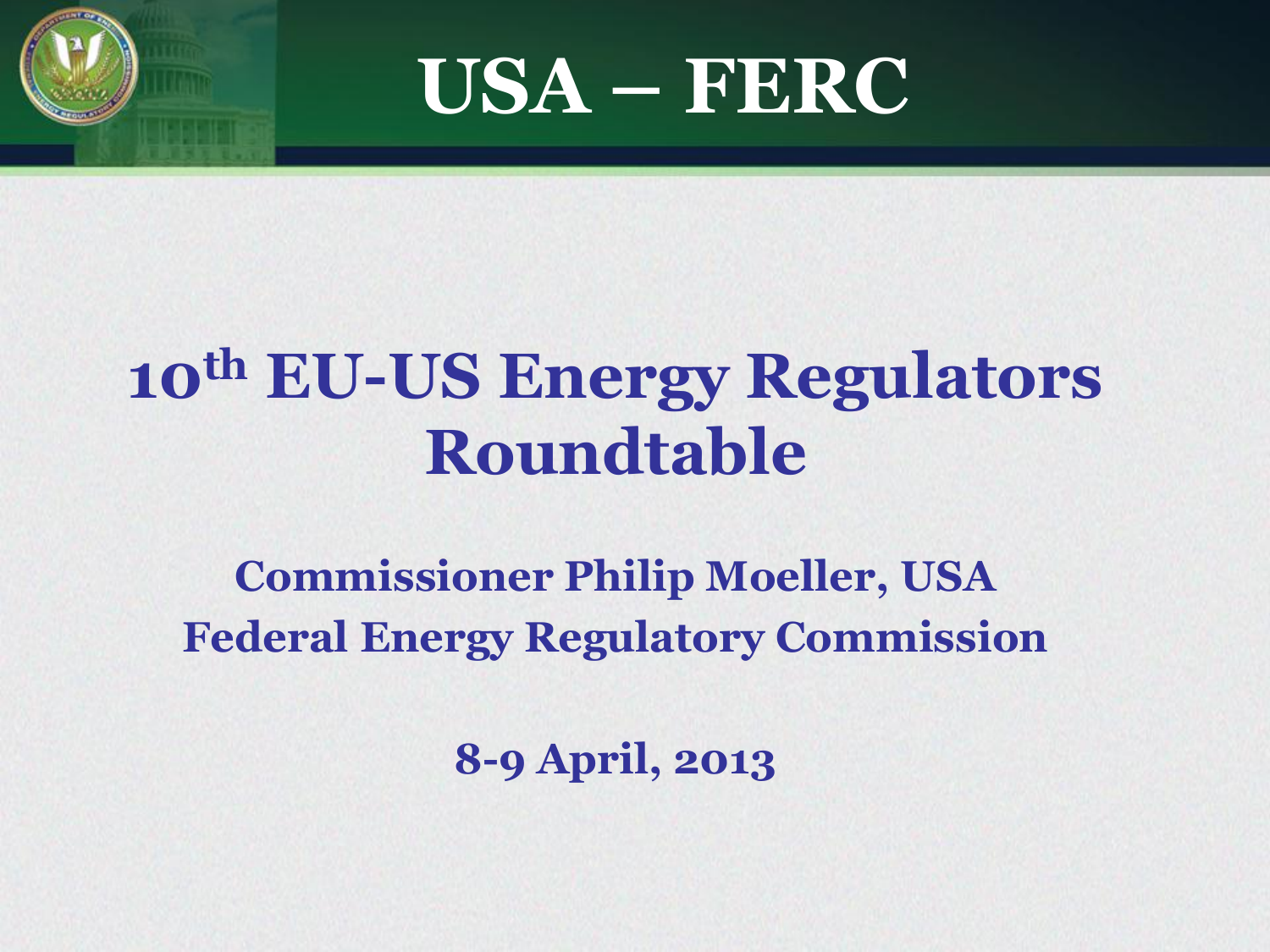# USA – FERC

## 10th EU-US Energy Regulators Roundtable

**Commissioner Philip Moeller, USA**
**Federal Energy Regulatory Commission**

**8-9 April, 2013**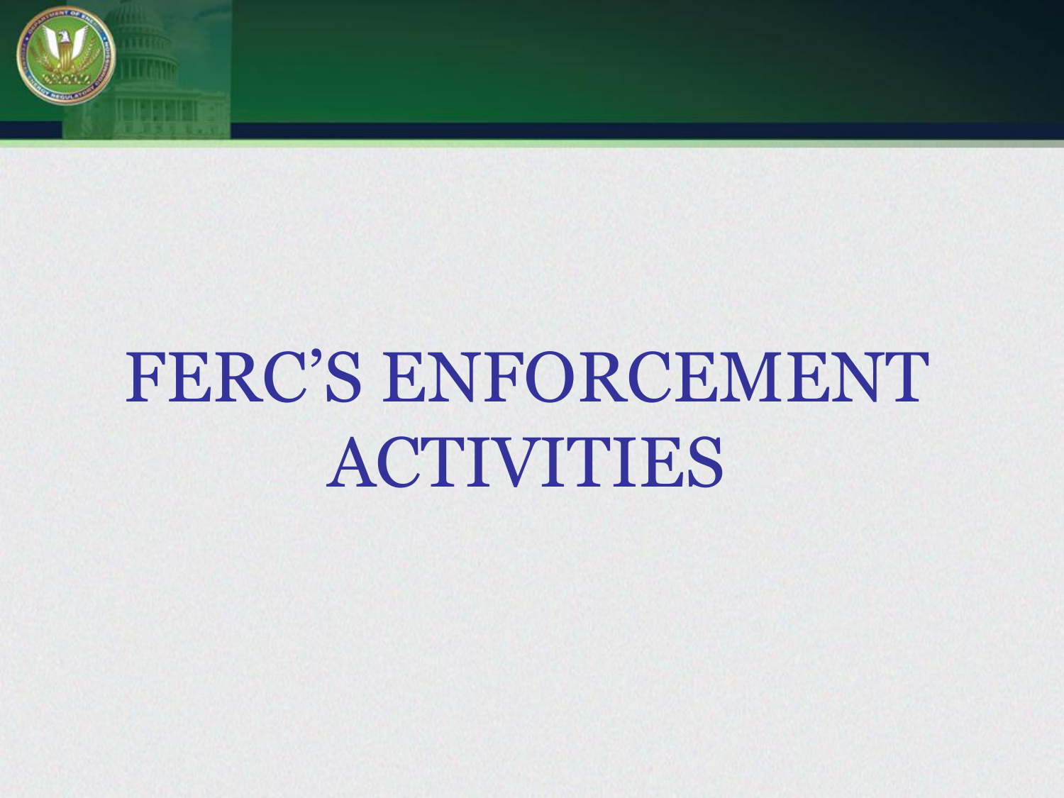# FERC’S ENFORCEMENT ACTIVITIES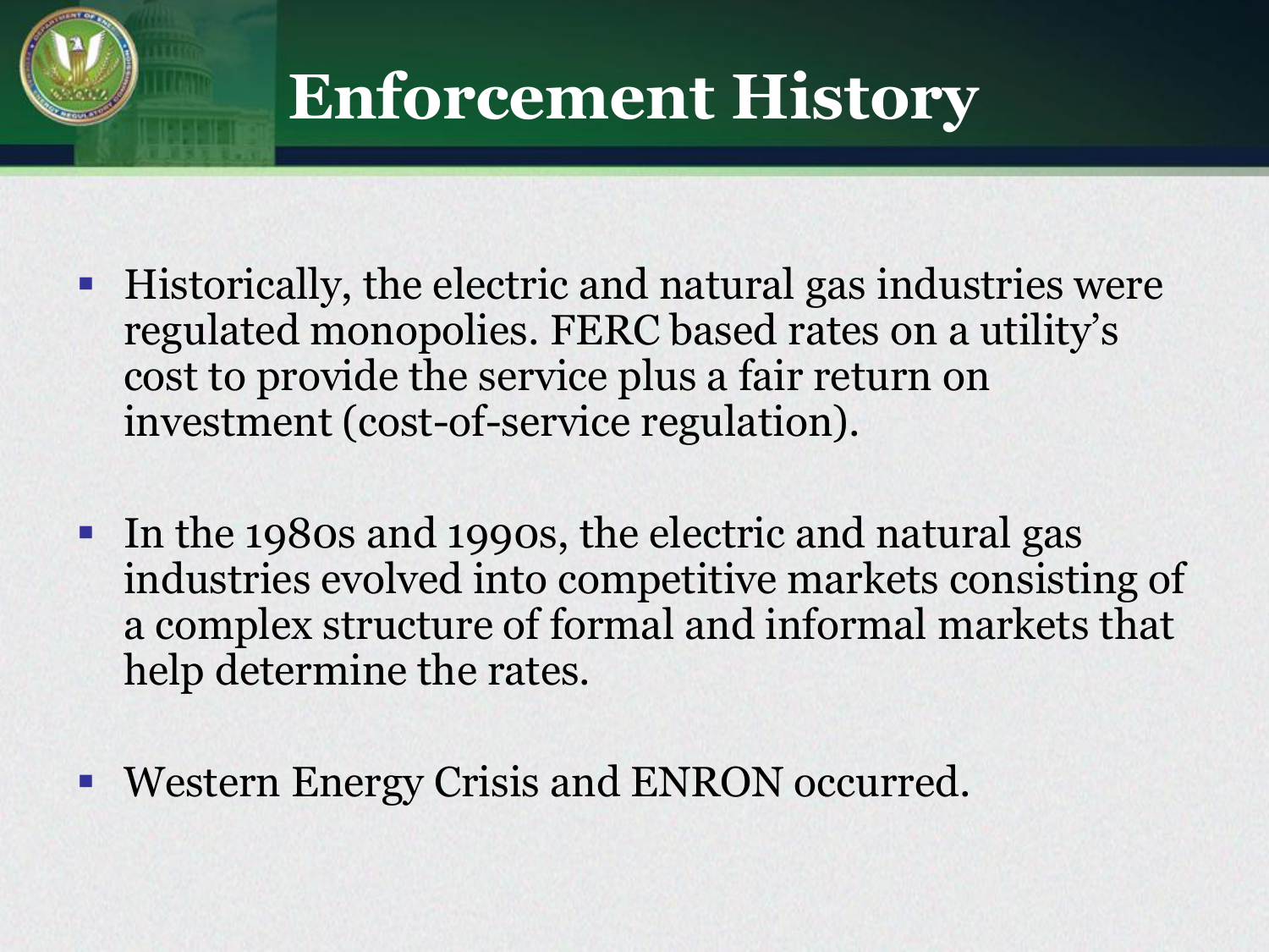# Enforcement History

- Historically, the electric and natural gas industries were regulated monopolies. FERC based rates on a utility's cost to provide the service plus a fair return on investment (cost-of-service regulation).

- In the 1980s and 1990s, the electric and natural gas industries evolved into competitive markets consisting of a complex structure of formal and informal markets that help determine the rates.

- Western Energy Crisis and ENRON occurred.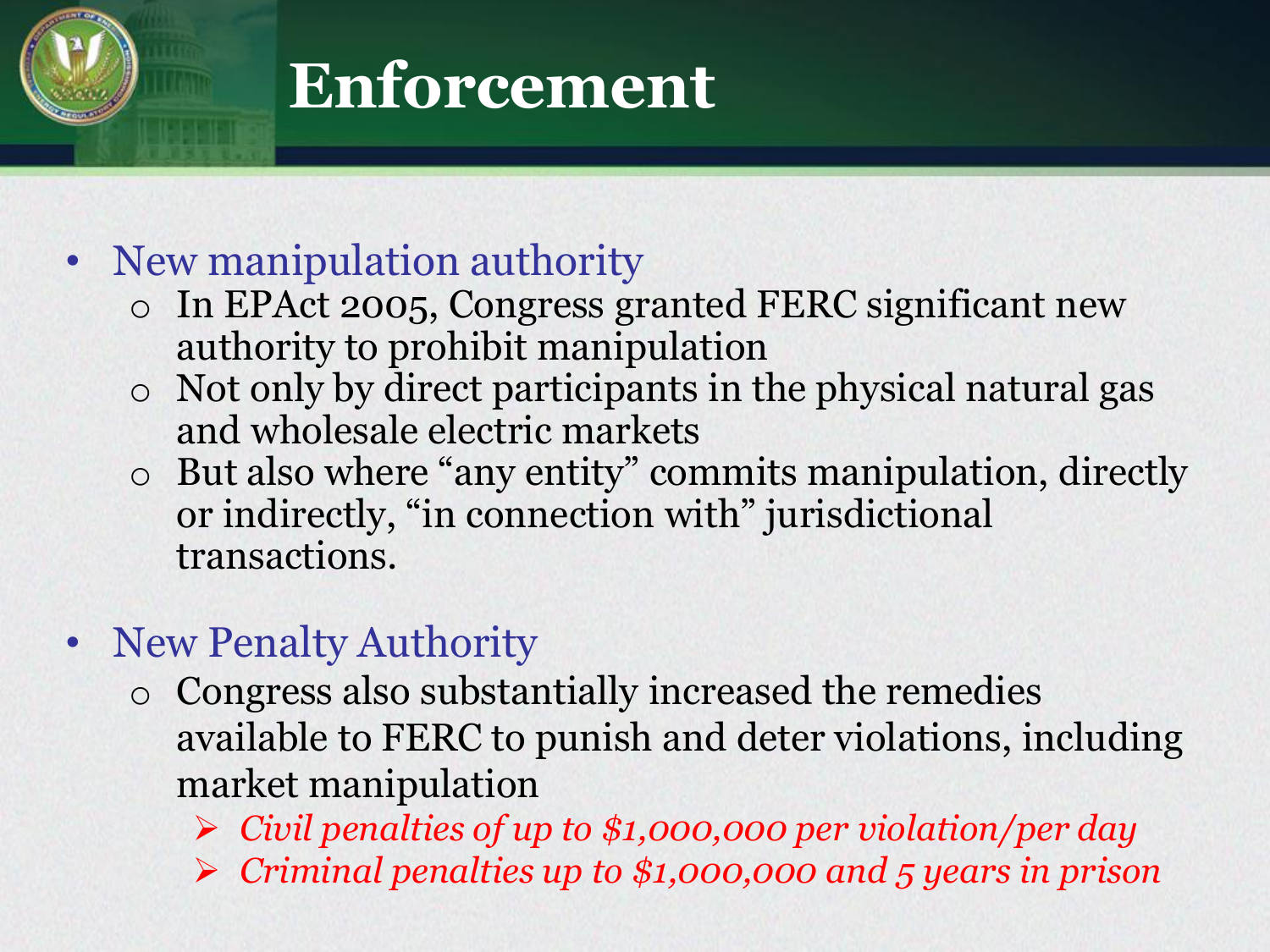# Enforcement

- New manipulation authority
  - In EPAct 2005, Congress granted FERC significant new authority to prohibit manipulation
  - Not only by direct participants in the physical natural gas and wholesale electric markets
  - But also where "any entity" commits manipulation, directly or indirectly, "in connection with" jurisdictional transactions.

- New Penalty Authority
  - Congress also substantially increased the remedies available to FERC to punish and deter violations, including market manipulation
    - *Civil penalties of up to $1,000,000 per violation/per day*
    - *Criminal penalties up to $1,000,000 and 5 years in prison*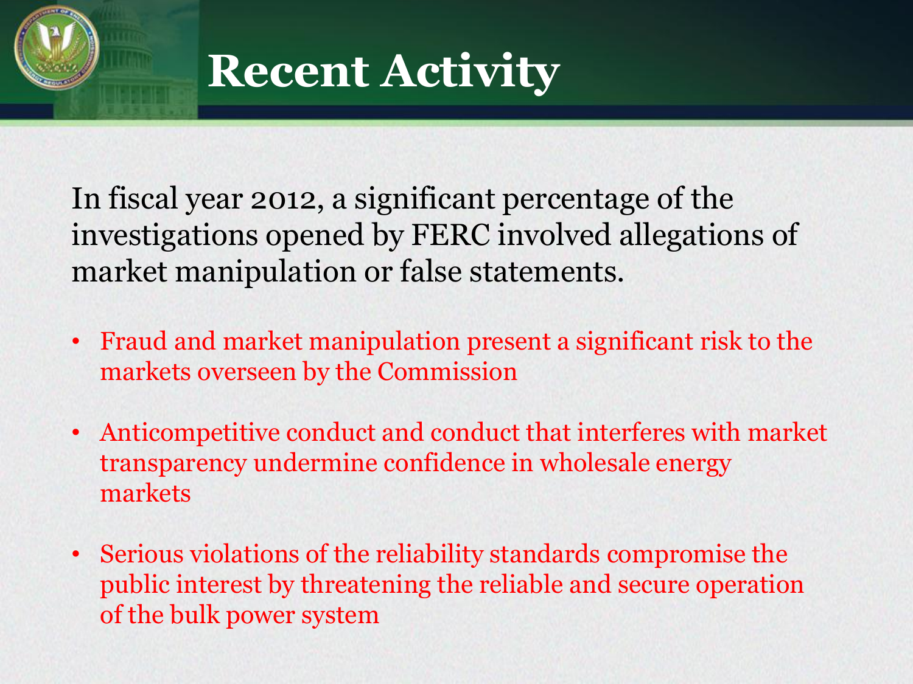# Recent Activity

In fiscal year 2012, a significant percentage of the investigations opened by FERC involved allegations of market manipulation or false statements.

- Fraud and market manipulation present a significant risk to the markets overseen by the Commission
- Anticompetitive conduct and conduct that interferes with market transparency undermine confidence in wholesale energy markets
- Serious violations of the reliability standards compromise the public interest by threatening the reliable and secure operation of the bulk power system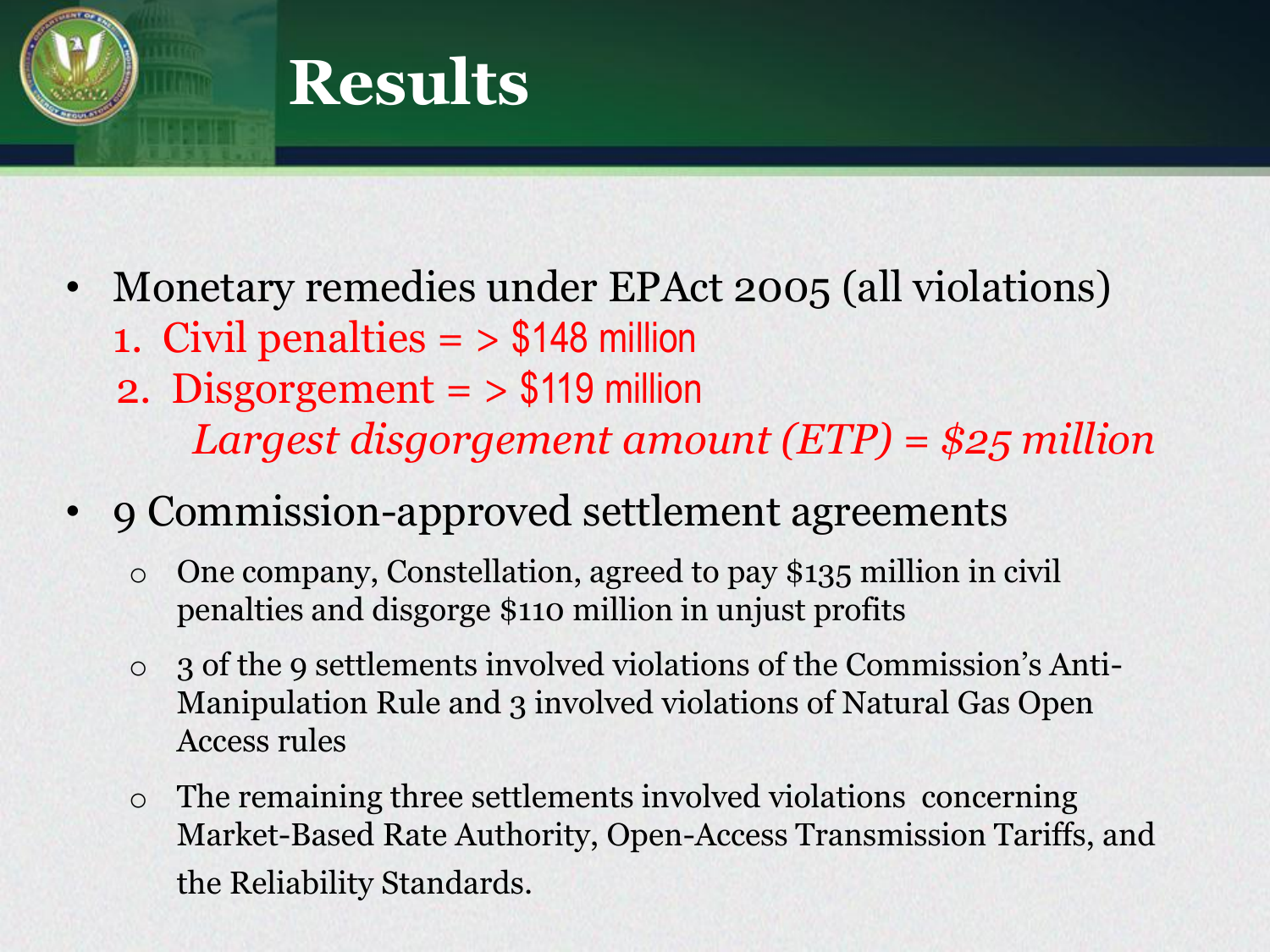# Results

- Monetary remedies under EPAct 2005 (all violations)
  1. Civil penalties = > $148 million
  2. Disgorgement = > $119 million

     *Largest disgorgement amount (ETP) = $25 million*

- 9 Commission-approved settlement agreements
  - One company, Constellation, agreed to pay $135 million in civil penalties and disgorge $110 million in unjust profits
  - 3 of the 9 settlements involved violations of the Commission's Anti-Manipulation Rule and 3 involved violations of Natural Gas Open Access rules
  - The remaining three settlements involved violations concerning Market-Based Rate Authority, Open-Access Transmission Tariffs, and the Reliability Standards.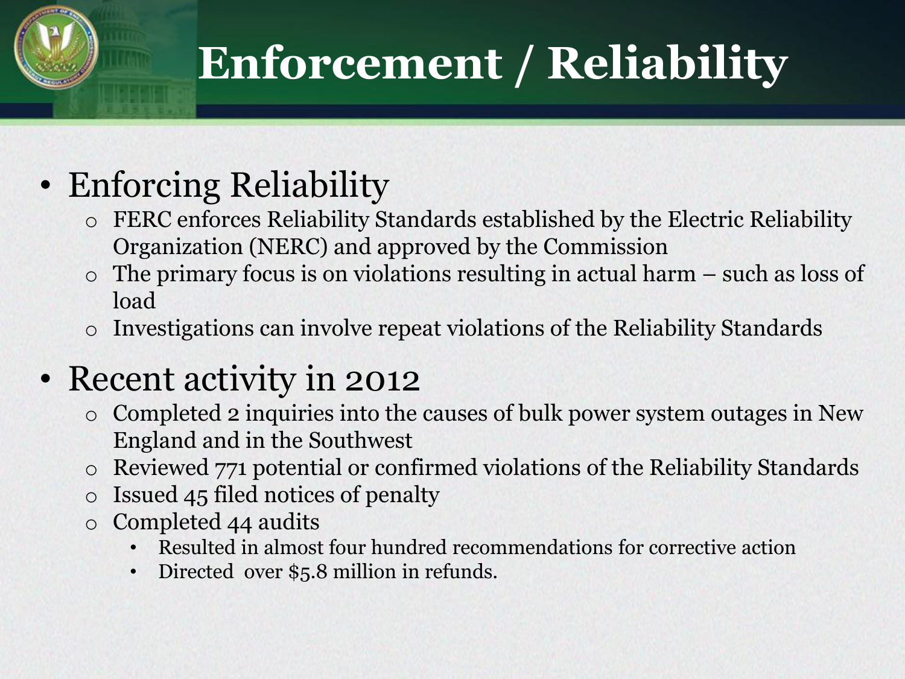# Enforcement / Reliability

- Enforcing Reliability
  - FERC enforces Reliability Standards established by the Electric Reliability Organization (NERC) and approved by the Commission
  - The primary focus is on violations resulting in actual harm – such as loss of load
  - Investigations can involve repeat violations of the Reliability Standards
- Recent activity in 2012
  - Completed 2 inquiries into the causes of bulk power system outages in New England and in the Southwest
  - Reviewed 771 potential or confirmed violations of the Reliability Standards
  - Issued 45 filed notices of penalty
  - Completed 44 audits
    - Resulted in almost four hundred recommendations for corrective action
    - Directed over $5.8 million in refunds.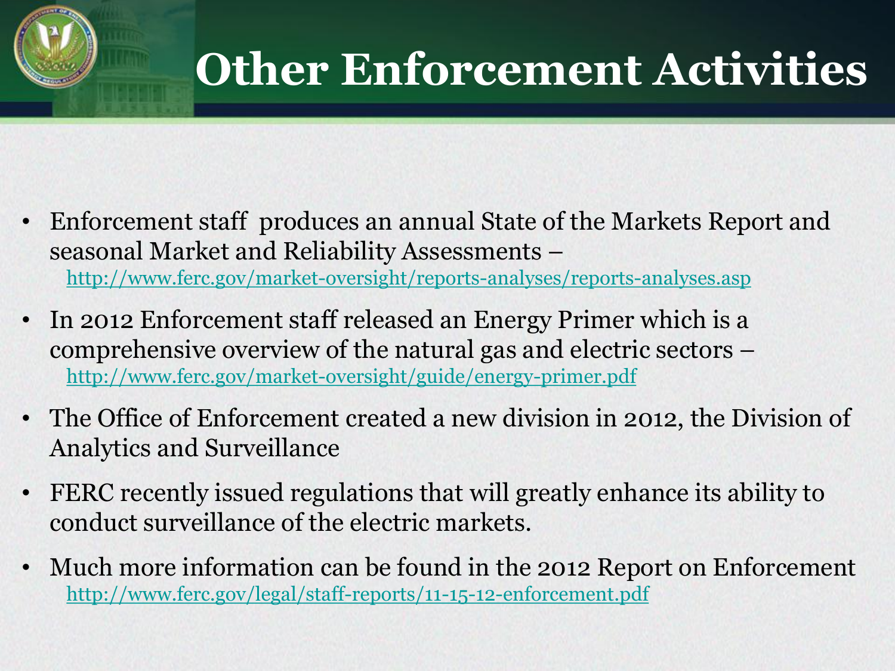# Other Enforcement Activities

- Enforcement staff produces an annual State of the Markets Report and seasonal Market and Reliability Assessments – http://www.ferc.gov/market-oversight/reports-analyses/reports-analyses.asp
- In 2012 Enforcement staff released an Energy Primer which is a comprehensive overview of the natural gas and electric sectors – http://www.ferc.gov/market-oversight/guide/energy-primer.pdf
- The Office of Enforcement created a new division in 2012, the Division of Analytics and Surveillance
- FERC recently issued regulations that will greatly enhance its ability to conduct surveillance of the electric markets.
- Much more information can be found in the 2012 Report on Enforcement http://www.ferc.gov/legal/staff-reports/11-15-12-enforcement.pdf